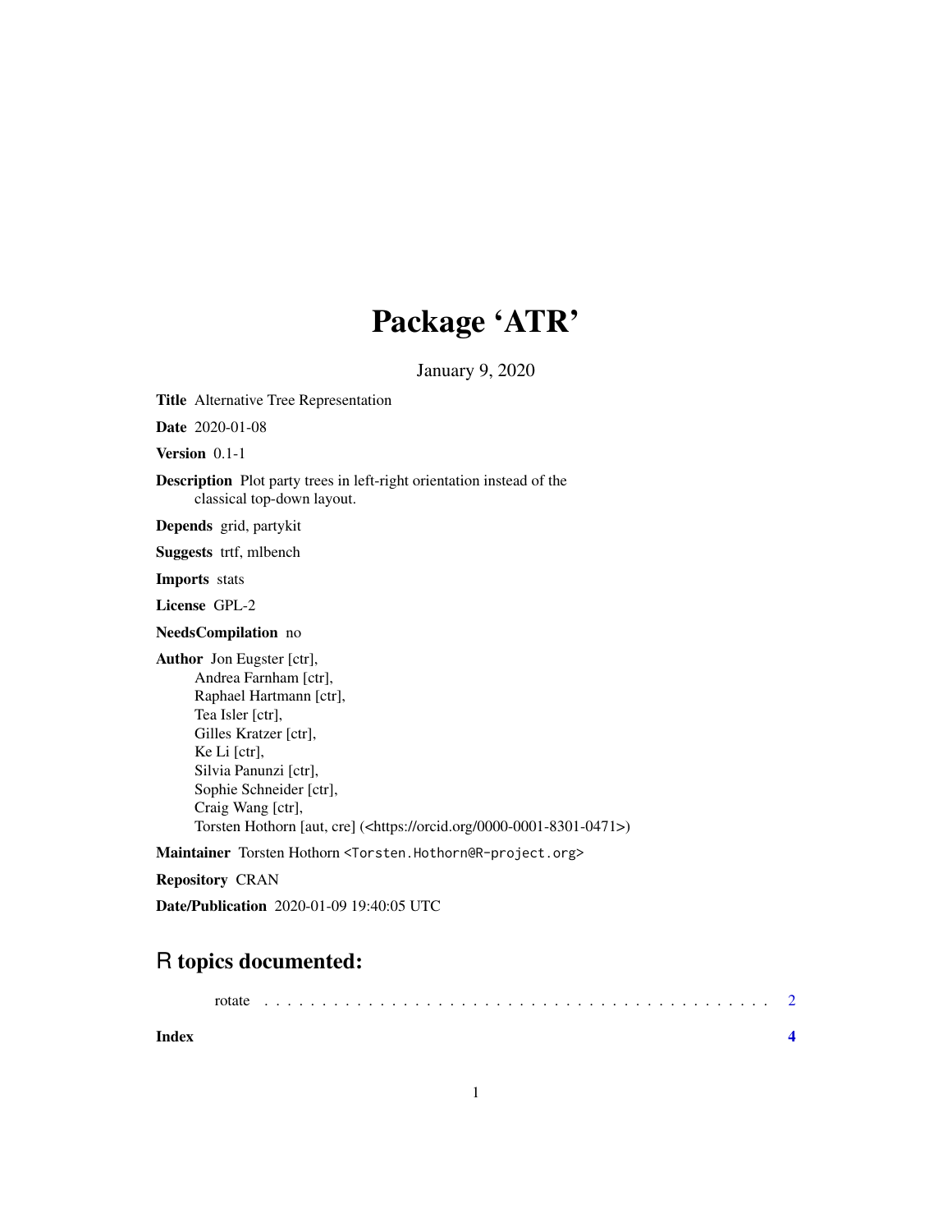# Package 'ATR'

January 9, 2020

**Title** Alternative Tree Representation

**Date** 2020-01-08

**Version** 0.1-1

**Description** Plot party trees in left-right orientation instead of the classical top-down layout.

**Depends** grid, partykit

**Suggests** trtf, mlbench

**Imports** stats

**License** GPL-2

**NeedsCompilation** no

**Author** Jon Eugster [ctr],
Andrea Farnham [ctr],
Raphael Hartmann [ctr],
Tea Isler [ctr],
Gilles Kratzer [ctr],
Ke Li [ctr],
Silvia Panunzi [ctr],
Sophie Schneider [ctr],
Craig Wang [ctr],
Torsten Hothorn [aut, cre] (<https://orcid.org/0000-0001-8301-0471>)

**Maintainer** Torsten Hothorn <Torsten.Hothorn@R-project.org>

**Repository** CRAN

**Date/Publication** 2020-01-09 19:40:05 UTC

## R topics documented:

rotate . . . . . . . . . . . . . . . . . . . . . . . . . . . . . . . . . . . . . . . . . . 2

**Index** **4**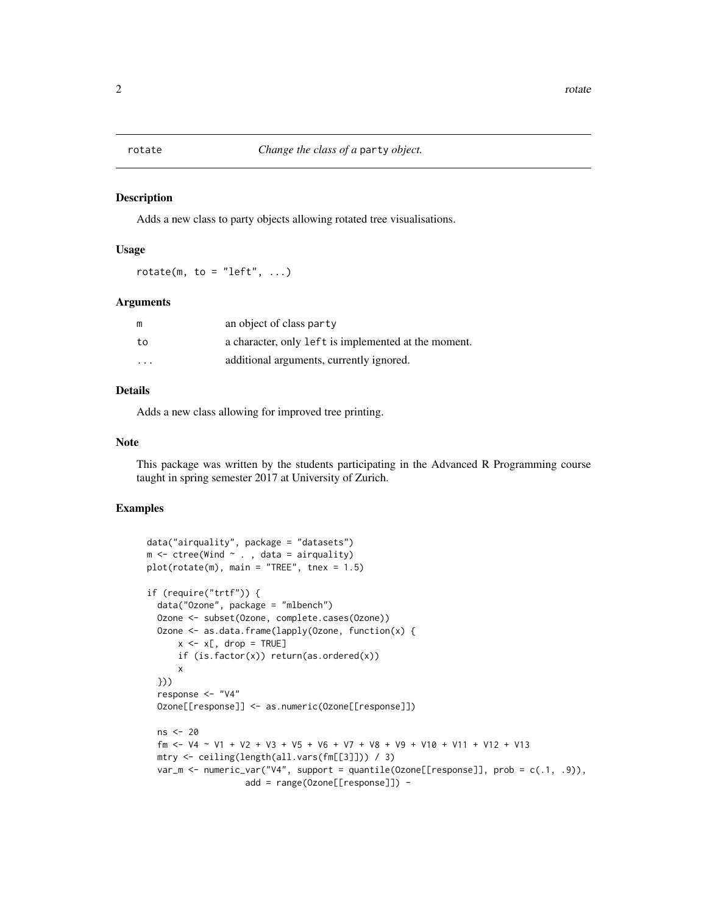# rotate — *Change the class of a* `party` *object.*

## Description

Adds a new class to party objects allowing rotated tree visualisations.

## Usage

```
rotate(m, to = "left", ...)
```

## Arguments

| | |
|---|---|
| `m` | an object of class `party` |
| `to` | a character, only `left` is implemented at the moment. |
| `...` | additional arguments, currently ignored. |

## Details

Adds a new class allowing for improved tree printing.

## Note

This package was written by the students participating in the Advanced R Programming course taught in spring semester 2017 at University of Zurich.

## Examples

```
data("airquality", package = "datasets")
m <- ctree(Wind ~ . , data = airquality)
plot(rotate(m), main = "TREE", tnex = 1.5)

if (require("trtf")) {
  data("Ozone", package = "mlbench")
  Ozone <- subset(Ozone, complete.cases(Ozone))
  Ozone <- as.data.frame(lapply(Ozone, function(x) {
      x <- x[, drop = TRUE]
      if (is.factor(x)) return(as.ordered(x))
      x
  }))
  response <- "V4"
  Ozone[[response]] <- as.numeric(Ozone[[response]])

  ns <- 20
  fm <- V4 ~ V1 + V2 + V3 + V5 + V6 + V7 + V8 + V9 + V10 + V11 + V12 + V13
  mtry <- ceiling(length(all.vars(fm[[3]])) / 3)
  var_m <- numeric_var("V4", support = quantile(Ozone[[response]], prob = c(.1, .9)),
                 add = range(Ozone[[response]]) -
```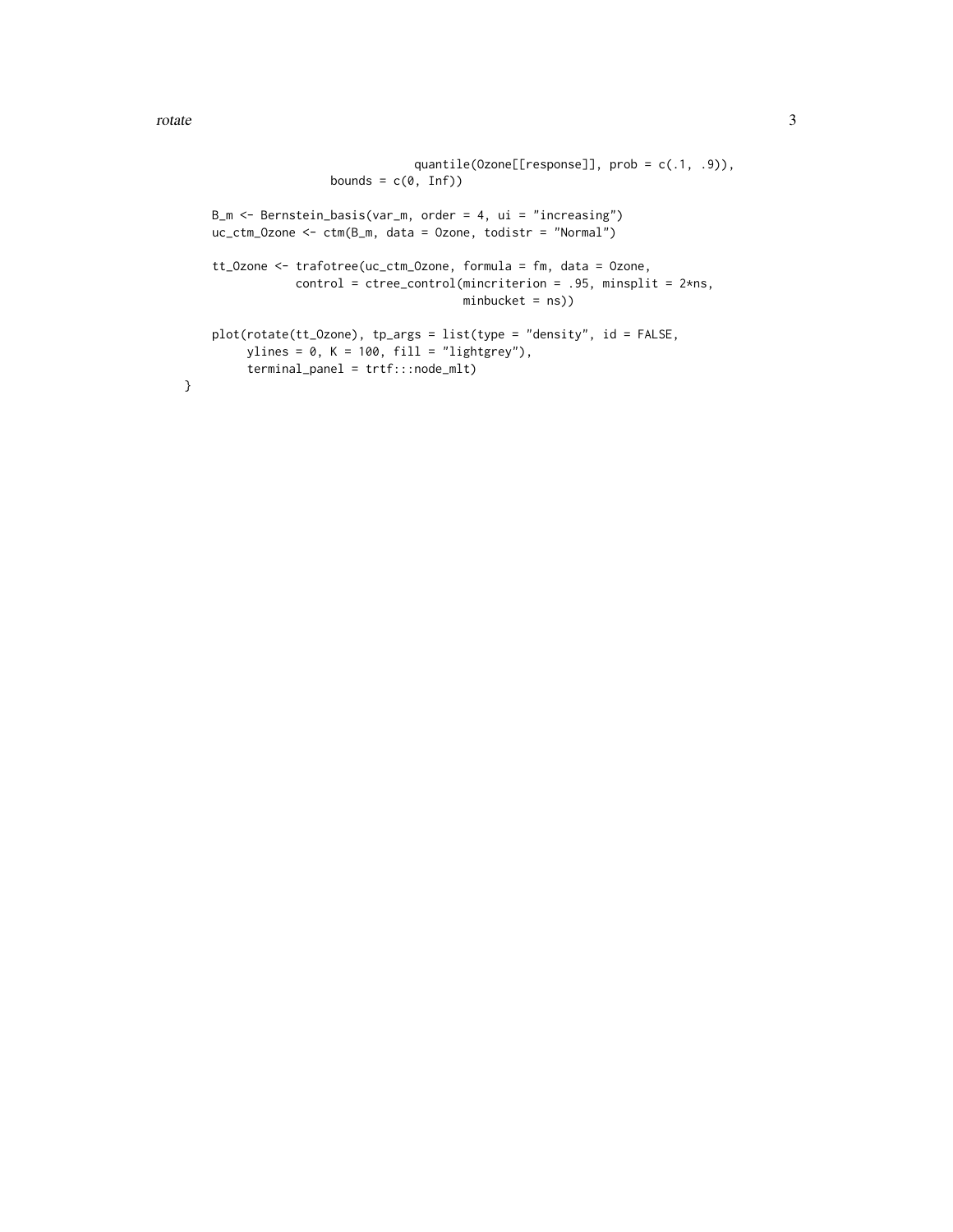```
                                  quantile(Ozone[[response]], prob = c(.1, .9)),
                    bounds = c(0, Inf))

    B_m <- Bernstein_basis(var_m, order = 4, ui = "increasing")
    uc_ctm_Ozone <- ctm(B_m, data = Ozone, todistr = "Normal")

    tt_Ozone <- trafotree(uc_ctm_Ozone, formula = fm, data = Ozone,
                control = ctree_control(mincriterion = .95, minsplit = 2*ns,
                                        minbucket = ns))

    plot(rotate(tt_Ozone), tp_args = list(type = "density", id = FALSE,
         ylines = 0, K = 100, fill = "lightgrey"),
         terminal_panel = trtf:::node_mlt)
}
```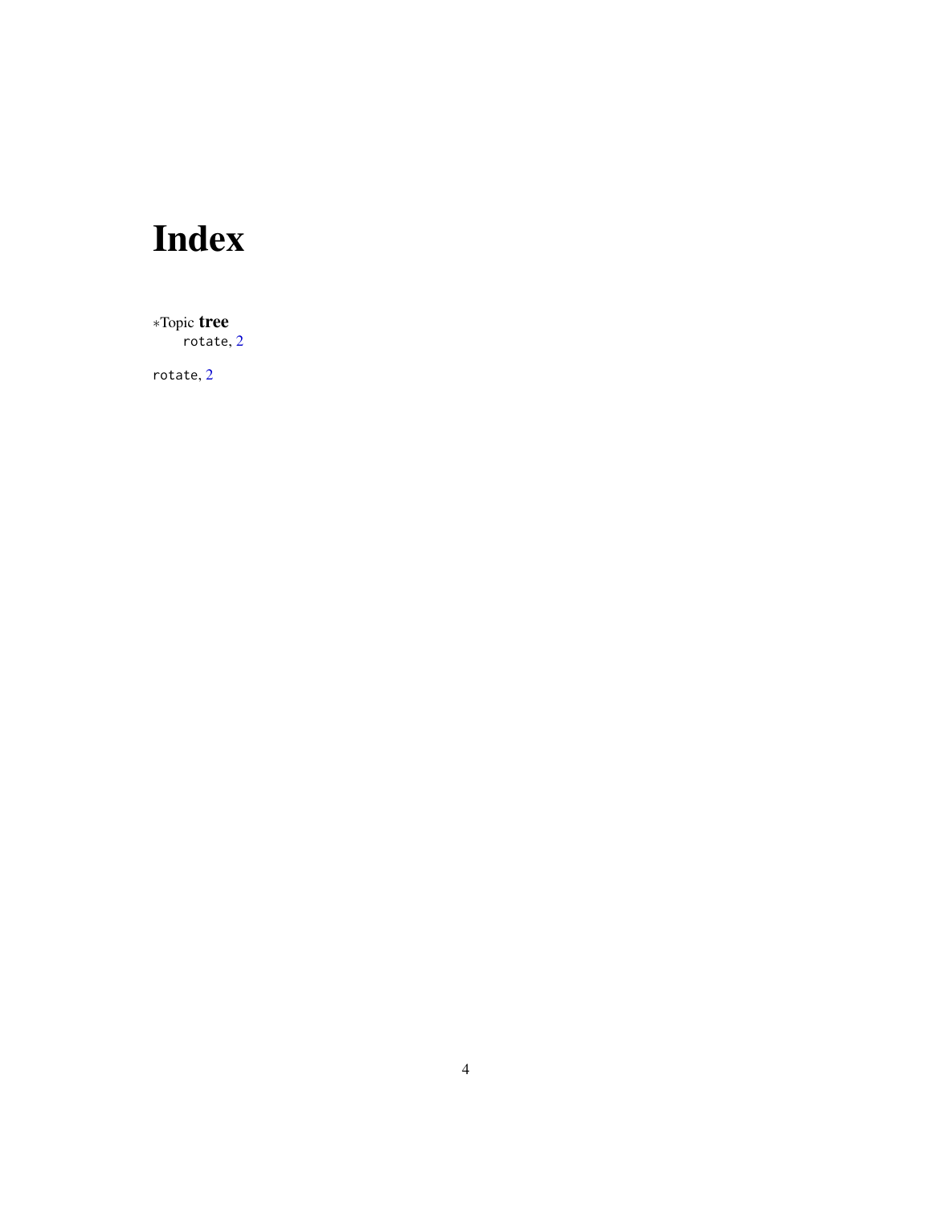# Index

∗Topic **tree**
    `rotate`, 2

`rotate`, 2